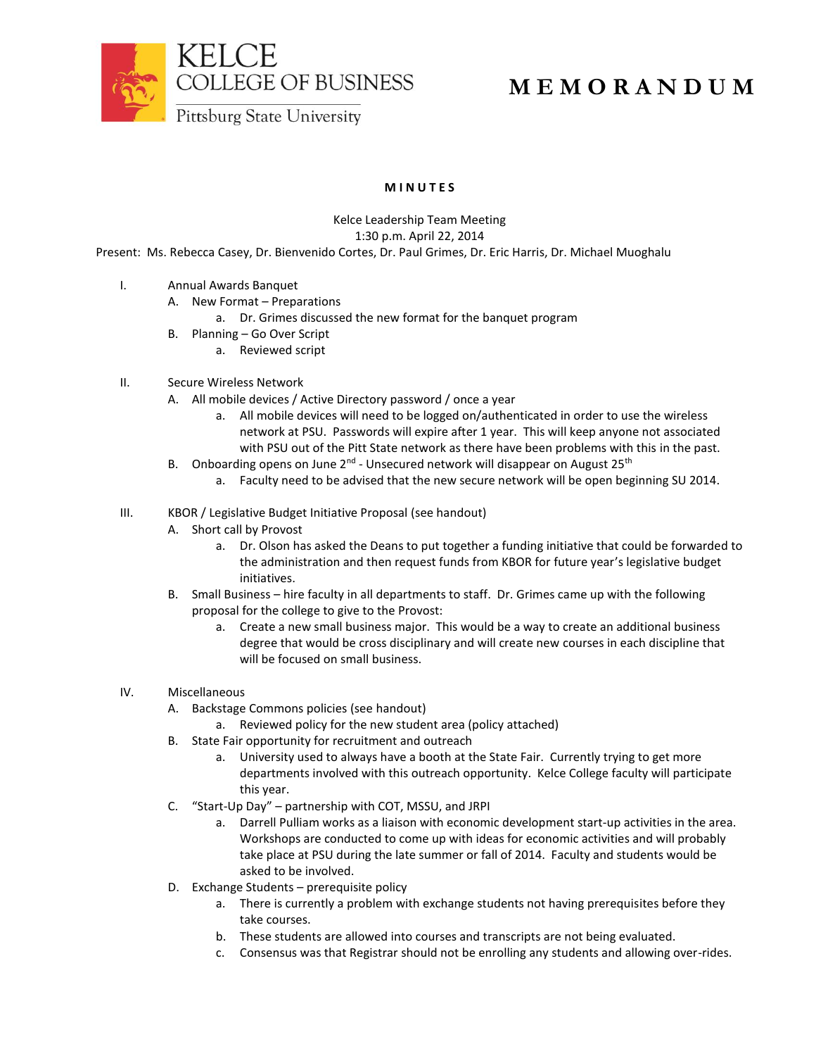KELCE
COLLEGE OF BUSINESS
Pittsburg State University

# MEMORANDUM

**MINUTES**

Kelce Leadership Team Meeting
1:30 p.m. April 22, 2014

Present: Ms. Rebecca Casey, Dr. Bienvenido Cortes, Dr. Paul Grimes, Dr. Eric Harris, Dr. Michael Muoghalu

I. Annual Awards Banquet
   A. New Format – Preparations
      a. Dr. Grimes discussed the new format for the banquet program
   B. Planning – Go Over Script
      a. Reviewed script

II. Secure Wireless Network
   A. All mobile devices / Active Directory password / once a year
      a. All mobile devices will need to be logged on/authenticated in order to use the wireless network at PSU. Passwords will expire after 1 year. This will keep anyone not associated with PSU out of the Pitt State network as there have been problems with this in the past.
   B. Onboarding opens on June 2nd - Unsecured network will disappear on August 25th
      a. Faculty need to be advised that the new secure network will be open beginning SU 2014.

III. KBOR / Legislative Budget Initiative Proposal (see handout)
   A. Short call by Provost
      a. Dr. Olson has asked the Deans to put together a funding initiative that could be forwarded to the administration and then request funds from KBOR for future year's legislative budget initiatives.
   B. Small Business – hire faculty in all departments to staff. Dr. Grimes came up with the following proposal for the college to give to the Provost:
      a. Create a new small business major. This would be a way to create an additional business degree that would be cross disciplinary and will create new courses in each discipline that will be focused on small business.

IV. Miscellaneous
   A. Backstage Commons policies (see handout)
      a. Reviewed policy for the new student area (policy attached)
   B. State Fair opportunity for recruitment and outreach
      a. University used to always have a booth at the State Fair. Currently trying to get more departments involved with this outreach opportunity. Kelce College faculty will participate this year.
   C. "Start-Up Day" – partnership with COT, MSSU, and JRPI
      a. Darrell Pulliam works as a liaison with economic development start-up activities in the area. Workshops are conducted to come up with ideas for economic activities and will probably take place at PSU during the late summer or fall of 2014. Faculty and students would be asked to be involved.
   D. Exchange Students – prerequisite policy
      a. There is currently a problem with exchange students not having prerequisites before they take courses.
      b. These students are allowed into courses and transcripts are not being evaluated.
      c. Consensus was that Registrar should not be enrolling any students and allowing over-rides.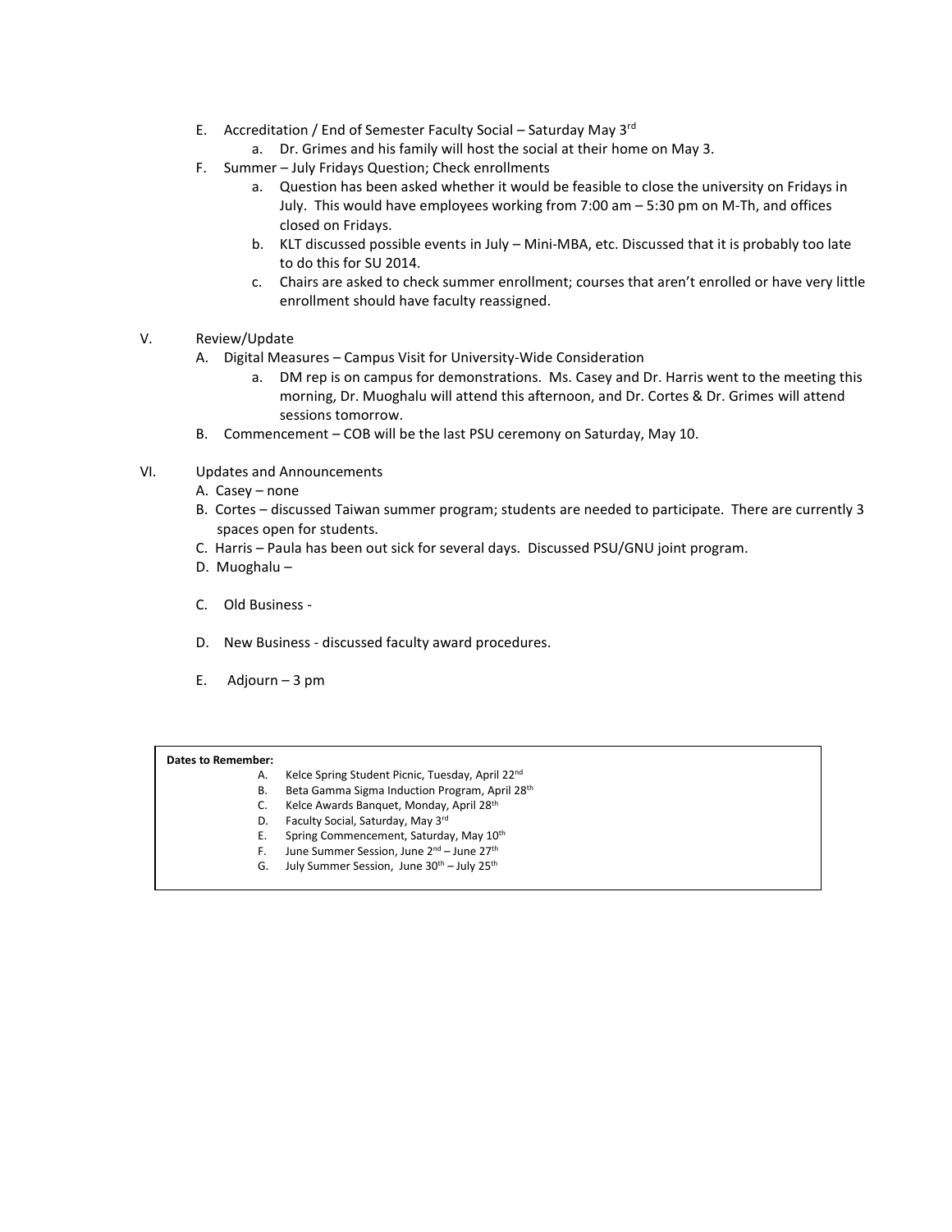E. Accreditation / End of Semester Faculty Social – Saturday May 3rd
   a. Dr. Grimes and his family will host the social at their home on May 3.

F. Summer – July Fridays Question; Check enrollments
   a. Question has been asked whether it would be feasible to close the university on Fridays in July. This would have employees working from 7:00 am – 5:30 pm on M-Th, and offices closed on Fridays.
   b. KLT discussed possible events in July – Mini-MBA, etc. Discussed that it is probably too late to do this for SU 2014.
   c. Chairs are asked to check summer enrollment; courses that aren't enrolled or have very little enrollment should have faculty reassigned.

V. Review/Update

A. Digital Measures – Campus Visit for University-Wide Consideration
   a. DM rep is on campus for demonstrations. Ms. Casey and Dr. Harris went to the meeting this morning, Dr. Muoghalu will attend this afternoon, and Dr. Cortes & Dr. Grimes will attend sessions tomorrow.

B. Commencement – COB will be the last PSU ceremony on Saturday, May 10.

VI. Updates and Announcements

A. Casey – none

B. Cortes – discussed Taiwan summer program; students are needed to participate. There are currently 3 spaces open for students.

C. Harris – Paula has been out sick for several days. Discussed PSU/GNU joint program.

D. Muoghalu –

C. Old Business -

D. New Business - discussed faculty award procedures.

E. Adjourn – 3 pm

**Dates to Remember:**

A. Kelce Spring Student Picnic, Tuesday, April 22nd
B. Beta Gamma Sigma Induction Program, April 28th
C. Kelce Awards Banquet, Monday, April 28th
D. Faculty Social, Saturday, May 3rd
E. Spring Commencement, Saturday, May 10th
F. June Summer Session, June 2nd – June 27th
G. July Summer Session, June 30th – July 25th